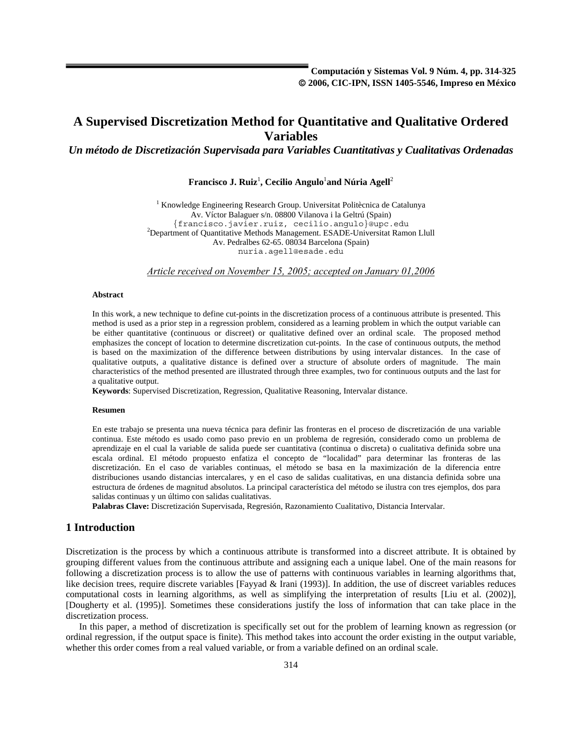# A Supervised Discretization Method for Quantitative and Qualitative Ordered Variables

***Un método de Discretización Supervisada para Variables Cuantitativas y Cualitativas Ordenadas***

**Francisco J. Ruiz**[1], **Cecilio Angulo**[1] **and Núria Agell**[2]

[1] Knowledge Engineering Research Group. Universitat Politècnica de Catalunya
Av. Víctor Balaguer s/n. 08800 Vilanova i la Geltrú (Spain)
{francisco.javier.ruiz, cecilio.angulo}@upc.edu
[2] Department of Quantitative Methods Management. ESADE-Universitat Ramon Llull
Av. Pedralbes 62-65. 08034 Barcelona (Spain)
nuria.agell@esade.edu

*Article received on November 15, 2005; accepted on January 01,2006*

#### Abstract

In this work, a new technique to define cut-points in the discretization process of a continuous attribute is presented. This method is used as a prior step in a regression problem, considered as a learning problem in which the output variable can be either quantitative (continuous or discreet) or qualitative defined over an ordinal scale. The proposed method emphasizes the concept of location to determine discretization cut-points. In the case of continuous outputs, the method is based on the maximization of the difference between distributions by using intervalar distances. In the case of qualitative outputs, a qualitative distance is defined over a structure of absolute orders of magnitude. The main characteristics of the method presented are illustrated through three examples, two for continuous outputs and the last for a qualitative output.

**Keywords**: Supervised Discretization, Regression, Qualitative Reasoning, Intervalar distance.

#### Resumen

En este trabajo se presenta una nueva técnica para definir las fronteras en el proceso de discretización de una variable continua. Este método es usado como paso previo en un problema de regresión, considerado como un problema de aprendizaje en el cual la variable de salida puede ser cuantitativa (continua o discreta) o cualitativa definida sobre una escala ordinal. El método propuesto enfatiza el concepto de "localidad" para determinar las fronteras de las discretización. En el caso de variables continuas, el método se basa en la maximización de la diferencia entre distribuciones usando distancias intercalares, y en el caso de salidas cualitativas, en una distancia definida sobre una estructura de órdenes de magnitud absolutos. La principal característica del método se ilustra con tres ejemplos, dos para salidas continuas y un último con salidas cualitativas.

**Palabras Clave:** Discretización Supervisada, Regresión, Razonamiento Cualitativo, Distancia Intervalar.

## 1 Introduction

Discretization is the process by which a continuous attribute is transformed into a discreet attribute. It is obtained by grouping different values from the continuous attribute and assigning each a unique label. One of the main reasons for following a discretization process is to allow the use of patterns with continuous variables in learning algorithms that, like decision trees, require discrete variables [Fayyad & Irani (1993)]. In addition, the use of discreet variables reduces computational costs in learning algorithms, as well as simplifying the interpretation of results [Liu et al. (2002)], [Dougherty et al. (1995)]. Sometimes these considerations justify the loss of information that can take place in the discretization process.

In this paper, a method of discretization is specifically set out for the problem of learning known as regression (or ordinal regression, if the output space is finite). This method takes into account the order existing in the output variable, whether this order comes from a real valued variable, or from a variable defined on an ordinal scale.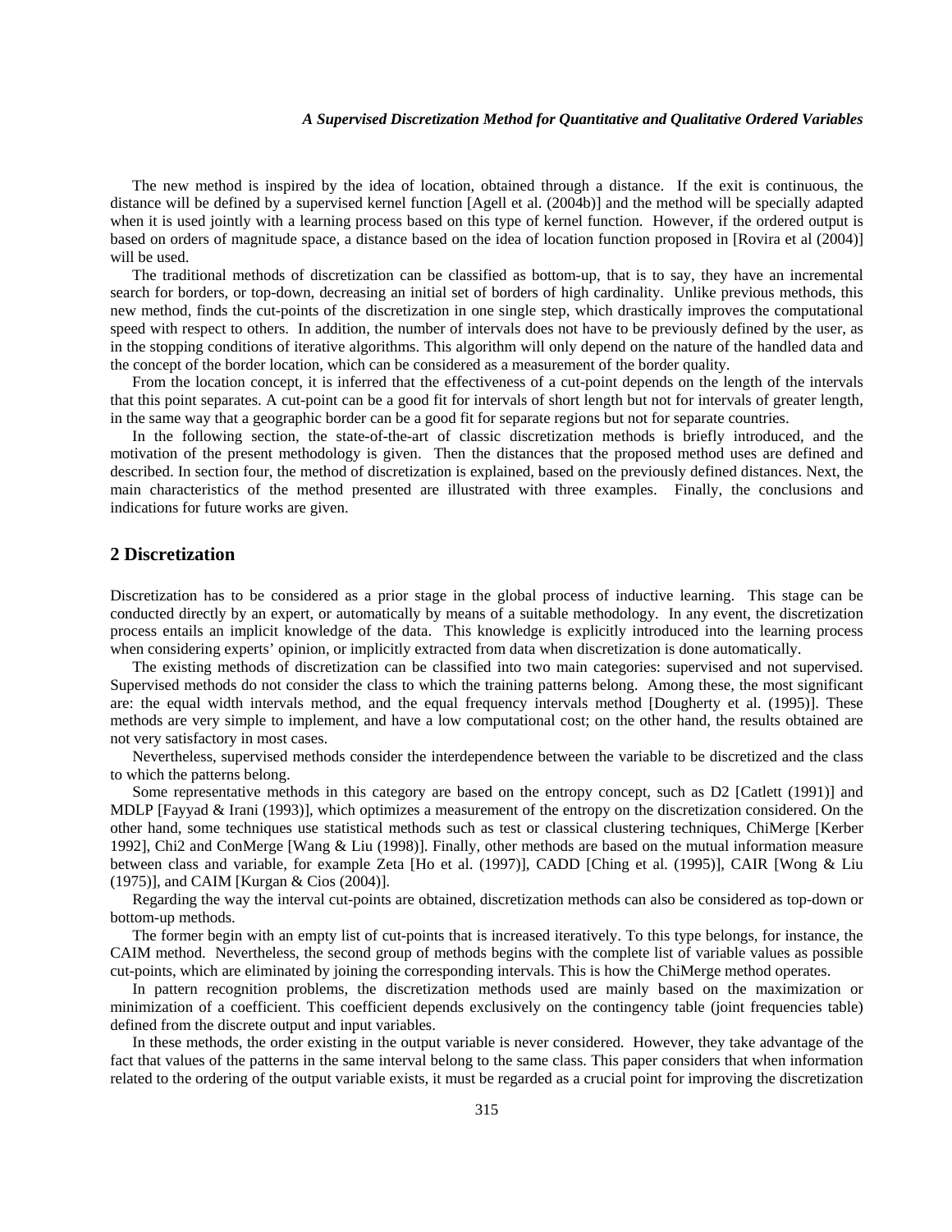The new method is inspired by the idea of location, obtained through a distance. If the exit is continuous, the distance will be defined by a supervised kernel function [Agell et al. (2004b)] and the method will be specially adapted when it is used jointly with a learning process based on this type of kernel function. However, if the ordered output is based on orders of magnitude space, a distance based on the idea of location function proposed in [Rovira et al (2004)] will be used.

The traditional methods of discretization can be classified as bottom-up, that is to say, they have an incremental search for borders, or top-down, decreasing an initial set of borders of high cardinality. Unlike previous methods, this new method, finds the cut-points of the discretization in one single step, which drastically improves the computational speed with respect to others. In addition, the number of intervals does not have to be previously defined by the user, as in the stopping conditions of iterative algorithms. This algorithm will only depend on the nature of the handled data and the concept of the border location, which can be considered as a measurement of the border quality.

From the location concept, it is inferred that the effectiveness of a cut-point depends on the length of the intervals that this point separates. A cut-point can be a good fit for intervals of short length but not for intervals of greater length, in the same way that a geographic border can be a good fit for separate regions but not for separate countries.

In the following section, the state-of-the-art of classic discretization methods is briefly introduced, and the motivation of the present methodology is given. Then the distances that the proposed method uses are defined and described. In section four, the method of discretization is explained, based on the previously defined distances. Next, the main characteristics of the method presented are illustrated with three examples. Finally, the conclusions and indications for future works are given.

## 2 Discretization

Discretization has to be considered as a prior stage in the global process of inductive learning. This stage can be conducted directly by an expert, or automatically by means of a suitable methodology. In any event, the discretization process entails an implicit knowledge of the data. This knowledge is explicitly introduced into the learning process when considering experts' opinion, or implicitly extracted from data when discretization is done automatically.

The existing methods of discretization can be classified into two main categories: supervised and not supervised. Supervised methods do not consider the class to which the training patterns belong. Among these, the most significant are: the equal width intervals method, and the equal frequency intervals method [Dougherty et al. (1995)]. These methods are very simple to implement, and have a low computational cost; on the other hand, the results obtained are not very satisfactory in most cases.

Nevertheless, supervised methods consider the interdependence between the variable to be discretized and the class to which the patterns belong.

Some representative methods in this category are based on the entropy concept, such as D2 [Catlett (1991)] and MDLP [Fayyad & Irani (1993)], which optimizes a measurement of the entropy on the discretization considered. On the other hand, some techniques use statistical methods such as test or classical clustering techniques, ChiMerge [Kerber 1992], Chi2 and ConMerge [Wang & Liu (1998)]. Finally, other methods are based on the mutual information measure between class and variable, for example Zeta [Ho et al. (1997)], CADD [Ching et al. (1995)], CAIR [Wong & Liu (1975)], and CAIM [Kurgan & Cios (2004)].

Regarding the way the interval cut-points are obtained, discretization methods can also be considered as top-down or bottom-up methods.

The former begin with an empty list of cut-points that is increased iteratively. To this type belongs, for instance, the CAIM method. Nevertheless, the second group of methods begins with the complete list of variable values as possible cut-points, which are eliminated by joining the corresponding intervals. This is how the ChiMerge method operates.

In pattern recognition problems, the discretization methods used are mainly based on the maximization or minimization of a coefficient. This coefficient depends exclusively on the contingency table (joint frequencies table) defined from the discrete output and input variables.

In these methods, the order existing in the output variable is never considered. However, they take advantage of the fact that values of the patterns in the same interval belong to the same class. This paper considers that when information related to the ordering of the output variable exists, it must be regarded as a crucial point for improving the discretization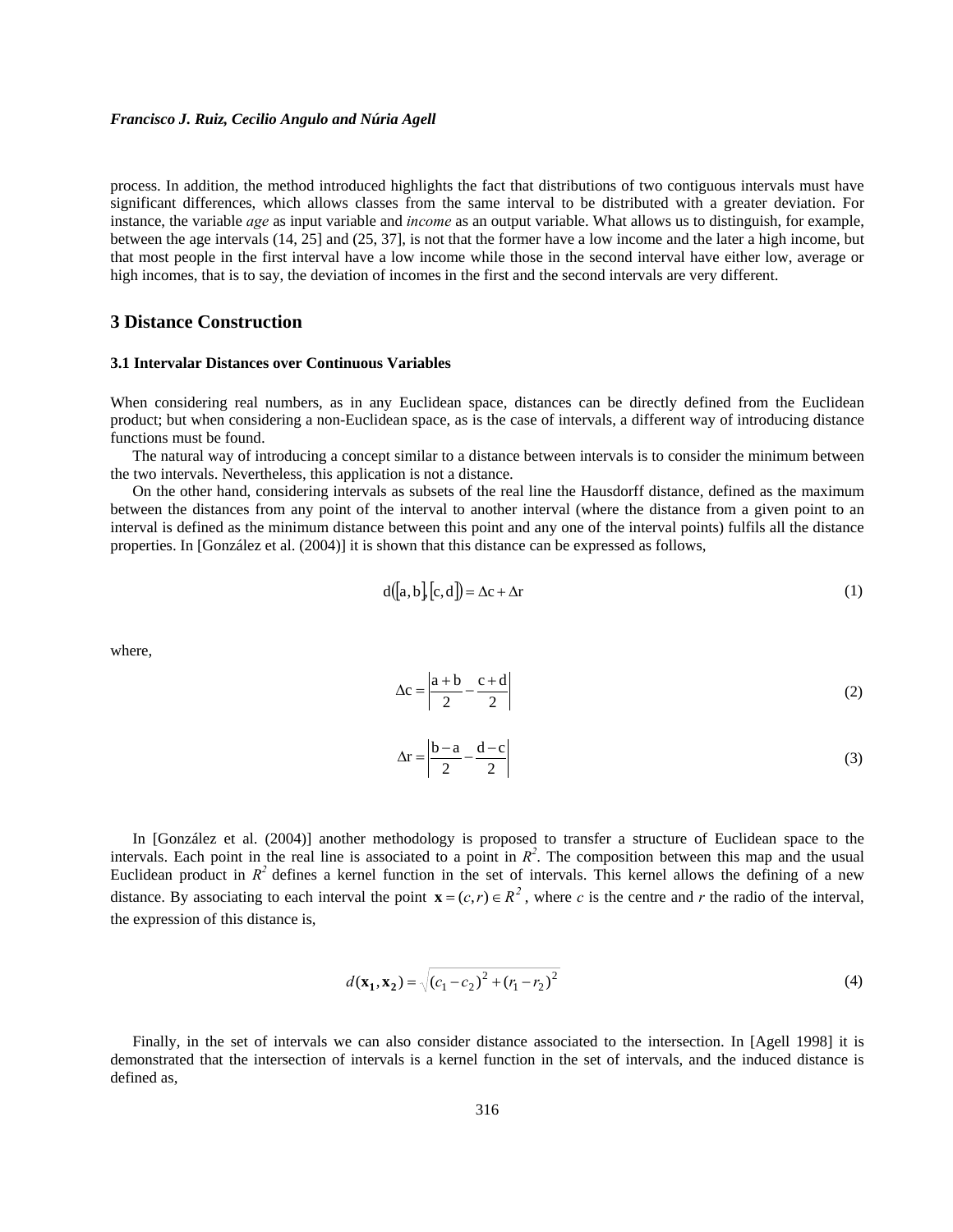process. In addition, the method introduced highlights the fact that distributions of two contiguous intervals must have significant differences, which allows classes from the same interval to be distributed with a greater deviation. For instance, the variable *age* as input variable and *income* as an output variable. What allows us to distinguish, for example, between the age intervals (14, 25] and (25, 37], is not that the former have a low income and the later a high income, but that most people in the first interval have a low income while those in the second interval have either low, average or high incomes, that is to say, the deviation of incomes in the first and the second intervals are very different.

## 3 Distance Construction

### 3.1 Intervalar Distances over Continuous Variables

When considering real numbers, as in any Euclidean space, distances can be directly defined from the Euclidean product; but when considering a non-Euclidean space, as is the case of intervals, a different way of introducing distance functions must be found.

The natural way of introducing a concept similar to a distance between intervals is to consider the minimum between the two intervals. Nevertheless, this application is not a distance.

On the other hand, considering intervals as subsets of the real line the Hausdorff distance, defined as the maximum between the distances from any point of the interval to another interval (where the distance from a given point to an interval is defined as the minimum distance between this point and any one of the interval points) fulfils all the distance properties. In [González et al. (2004)] it is shown that this distance can be expressed as follows,

$$d([a,b],[c,d]) = \Delta c + \Delta r \tag{1}$$

where,

$$\Delta c = \left| \frac{a+b}{2} - \frac{c+d}{2} \right| \tag{2}$$

$$\Delta r = \left| \frac{b-a}{2} - \frac{d-c}{2} \right| \tag{3}$$

In [González et al. (2004)] another methodology is proposed to transfer a structure of Euclidean space to the intervals. Each point in the real line is associated to a point in $R^2$. The composition between this map and the usual Euclidean product in $R^2$ defines a kernel function in the set of intervals. This kernel allows the defining of a new distance. By associating to each interval the point $\mathbf{x} = (c, r) \in R^2$, where $c$ is the centre and $r$ the radio of the interval, the expression of this distance is,

$$d(\mathbf{x_1}, \mathbf{x_2}) = \sqrt{(c_1 - c_2)^2 + (r_1 - r_2)^2} \tag{4}$$

Finally, in the set of intervals we can also consider distance associated to the intersection. In [Agell 1998] it is demonstrated that the intersection of intervals is a kernel function in the set of intervals, and the induced distance is defined as,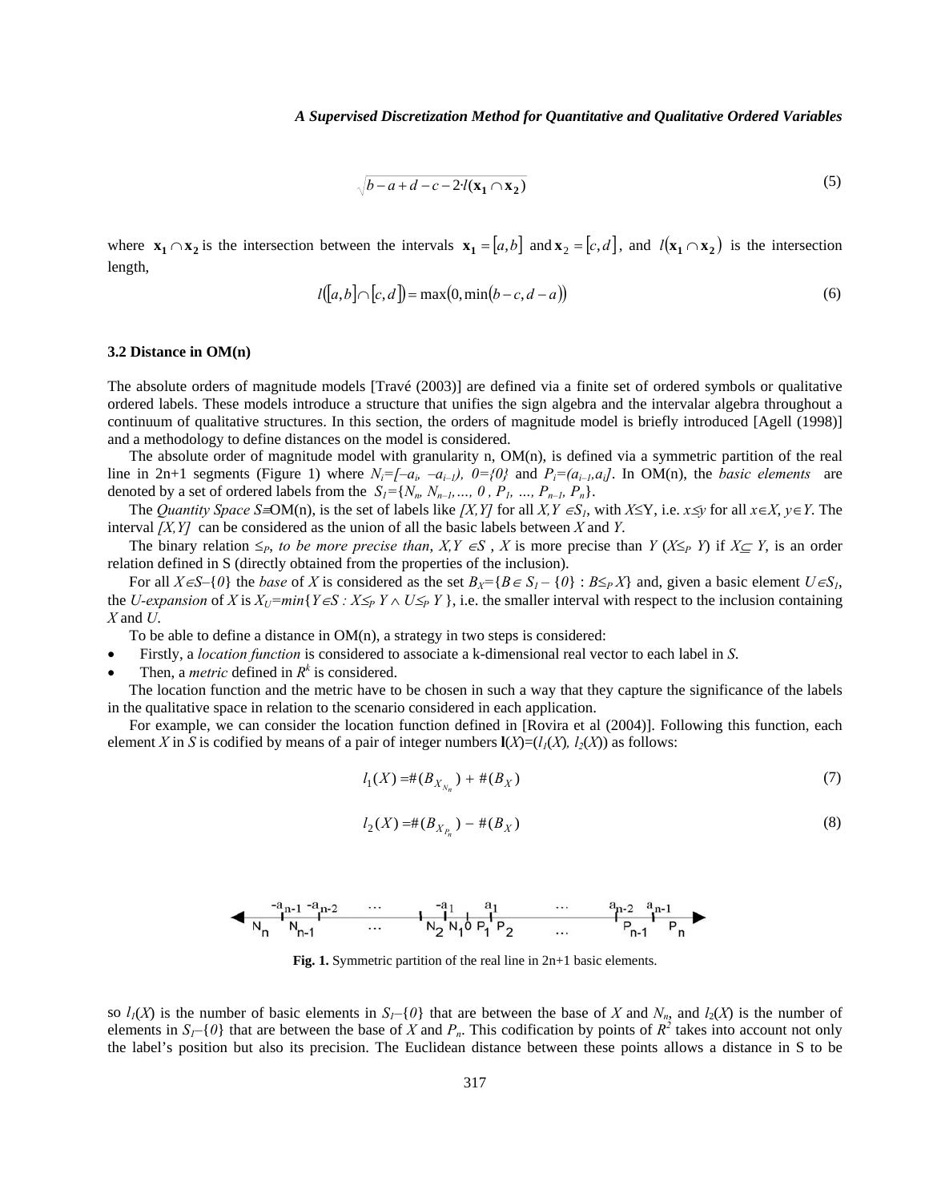$$\sqrt{b-a+d-c-2 \cdot l(\mathbf{x_1} \cap \mathbf{x_2})} \tag{5}$$

where $\mathbf{x_1} \cap \mathbf{x_2}$ is the intersection between the intervals $\mathbf{x_1} = [a,b]$ and $\mathbf{x}_2 = [c,d]$, and $l(\mathbf{x_1} \cap \mathbf{x_2})$ is the intersection length,

$$l([a,b] \cap [c,d]) = \max(0, \min(b-c, d-a)) \tag{6}$$

### 3.2 Distance in OM(n)

The absolute orders of magnitude models [Travé (2003)] are defined via a finite set of ordered symbols or qualitative ordered labels. These models introduce a structure that unifies the sign algebra and the intervalar algebra throughout a continuum of qualitative structures. In this section, the orders of magnitude model is briefly introduced [Agell (1998)] and a methodology to define distances on the model is considered.

The absolute order of magnitude model with granularity n, OM(n), is defined via a symmetric partition of the real line in 2n+1 segments (Figure 1) where $N_i=[-a_i, -a_{i-1})$, $0=\{0\}$ and $P_i=(a_{i-1},a_i]$. In OM(n), the *basic elements* are denoted by a set of ordered labels from the $S_1=\{N_n, N_{n-1}, \ldots, 0, P_1, \ldots, P_{n-1}, P_n\}$.

The *Quantity Space* $S \equiv$OM(n), is the set of labels like $[X,Y]$ for all $X,Y \in S_1$, with $X \leq Y$, i.e. $x \leq y$ for all $x \in X$, $y \in Y$. The interval $[X,Y]$ can be considered as the union of all the basic labels between $X$ and $Y$.

The binary relation $\leq_P$, *to be more precise than*, $X,Y \in S$ , $X$ is more precise than $Y$ ($X \leq_P Y$) if $X \subseteq Y$, is an order relation defined in S (directly obtained from the properties of the inclusion).

For all $X \in S-\{0\}$ the *base* of $X$ is considered as the set $B_X=\{B \in S_1 - \{0\} : B \leq_P X\}$ and, given a basic element $U \in S_1$, the *U-expansion* of $X$ is $X_U=min\{Y \in S : X \leq_P Y \wedge U \leq_P Y\}$, i.e. the smaller interval with respect to the inclusion containing $X$ and $U$.

To be able to define a distance in OM(n), a strategy in two steps is considered:

- Firstly, a *location function* is considered to associate a k-dimensional real vector to each label in *S*.
- Then, a *metric* defined in $R^k$ is considered.

The location function and the metric have to be chosen in such a way that they capture the significance of the labels in the qualitative space in relation to the scenario considered in each application.

For example, we can consider the location function defined in [Rovira et al (2004)]. Following this function, each element $X$ in $S$ is codified by means of a pair of integer numbers $\mathbf{l}(X)=(l_1(X), l_2(X))$ as follows:

$$l_1(X) = \#(B_{X_{N_n}}) + \#(B_X) \tag{7}$$

$$l_2(X) = \#(B_{X_{P_n}}) - \#(B_X) \tag{8}$$

**Fig. 1.** Symmetric partition of the real line in 2n+1 basic elements.

so $l_1(X)$ is the number of basic elements in $S_1-\{0\}$ that are between the base of $X$ and $N_n$, and $l_2(X)$ is the number of elements in $S_1-\{0\}$ that are between the base of $X$ and $P_n$. This codification by points of $R^2$ takes into account not only the label's position but also its precision. The Euclidean distance between these points allows a distance in S to be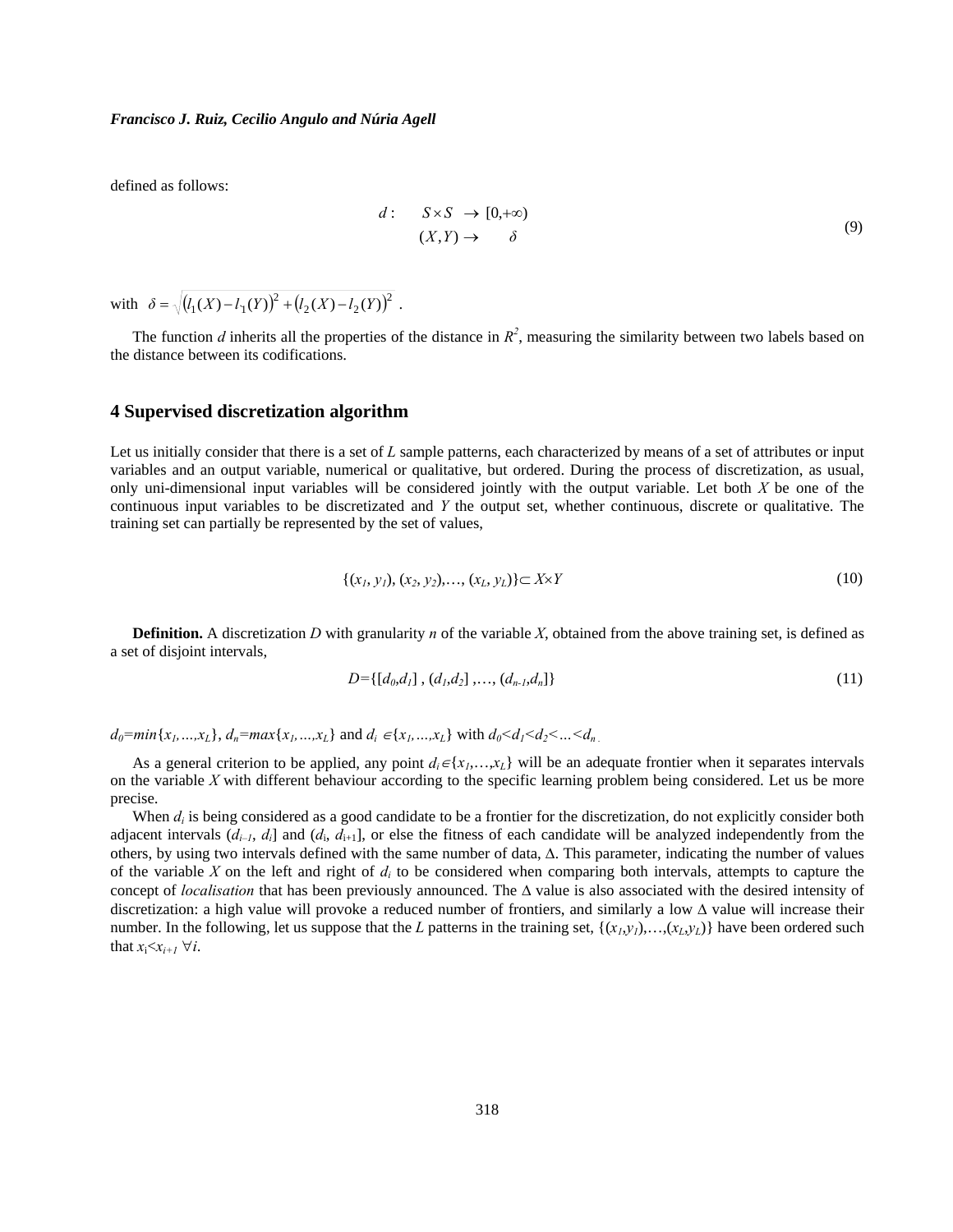defined as follows:

$$
\begin{aligned}
d: \quad & S \times S \rightarrow [0,+\infty) \\
& (X,Y) \rightarrow \quad \delta
\end{aligned} \tag{9}
$$

with $\delta = \sqrt{(l_1(X) - l_1(Y))^2 + (l_2(X) - l_2(Y))^2}$ .

The function $d$ inherits all the properties of the distance in $R^2$, measuring the similarity between two labels based on the distance between its codifications.

## 4 Supervised discretization algorithm

Let us initially consider that there is a set of $L$ sample patterns, each characterized by means of a set of attributes or input variables and an output variable, numerical or qualitative, but ordered. During the process of discretization, as usual, only uni-dimensional input variables will be considered jointly with the output variable. Let both $X$ be one of the continuous input variables to be discretizated and $Y$ the output set, whether continuous, discrete or qualitative. The training set can partially be represented by the set of values,

$$
\{(x_1, y_1), (x_2, y_2), \ldots, (x_L, y_L)\} \subset X \times Y \tag{10}
$$

**Definition.** A discretization $D$ with granularity $n$ of the variable $X$, obtained from the above training set, is defined as a set of disjoint intervals,

$$
D=\{[d_0,d_1] , (d_1,d_2] , \ldots, (d_{n-1},d_n]\} \tag{11}
$$

$d_0=min\{x_1,\ldots,x_L\}$, $d_n=max\{x_1,\ldots,x_L\}$ and $d_i \in\{x_1,\ldots,x_L\}$ with $d_0<d_1<d_2<\ldots<d_n$.

As a general criterion to be applied, any point $d_i\in\{x_1,\ldots,x_L\}$ will be an adequate frontier when it separates intervals on the variable $X$ with different behaviour according to the specific learning problem being considered. Let us be more precise.

When $d_i$ is being considered as a good candidate to be a frontier for the discretization, do not explicitly consider both adjacent intervals $(d_{i-1}, d_i]$ and $(d_i, d_{i+1}]$, or else the fitness of each candidate will be analyzed independently from the others, by using two intervals defined with the same number of data, $\Delta$. This parameter, indicating the number of values of the variable $X$ on the left and right of $d_i$ to be considered when comparing both intervals, attempts to capture the concept of *localisation* that has been previously announced. The $\Delta$ value is also associated with the desired intensity of discretization: a high value will provoke a reduced number of frontiers, and similarly a low $\Delta$ value will increase their number. In the following, let us suppose that the $L$ patterns in the training set, $\{(x_1,y_1),\ldots,(x_L,y_L)\}$ have been ordered such that $x_i<x_{i+1}$ $\forall i$.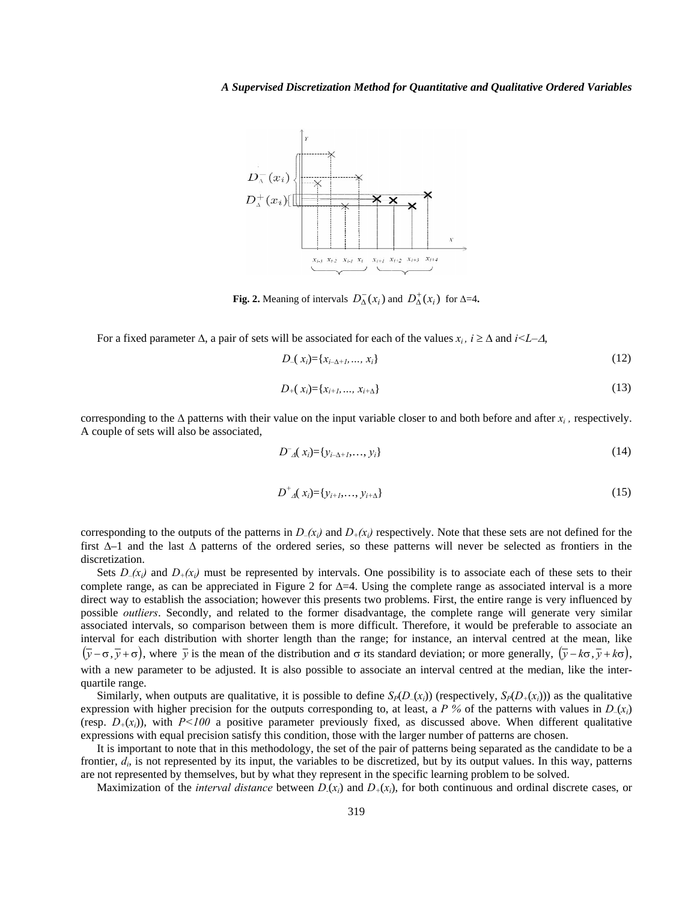**Fig. 2.** Meaning of intervals $D_{\Delta}^{-}(x_i)$ and $D_{\Delta}^{+}(x_i)$ for Δ=4**.**

For a fixed parameter Δ, a pair of sets will be associated for each of the values $x_i$ , $i \geq \Delta$ and $i<L-\Delta$,

$$D_{-}(x_i)=\{x_{i-\Delta+1},\ldots, x_i\} \tag{12}$$

$$D_{+}(x_i)=\{x_{i+1},\ldots, x_{i+\Delta}\} \tag{13}$$

corresponding to the Δ patterns with their value on the input variable closer to and both before and after $x_i$ , respectively. A couple of sets will also be associated,

$$D^{-}_{\Delta}(x_i)=\{y_{i-\Delta+1},\ldots, y_i\} \tag{14}$$

$$D^{+}_{\Delta}(x_i)=\{y_{i+1},\ldots, y_{i+\Delta}\} \tag{15}$$

corresponding to the outputs of the patterns in $D_{-}(x_i)$ and $D_{+}(x_i)$ respectively. Note that these sets are not defined for the first Δ–1 and the last Δ patterns of the ordered series, so these patterns will never be selected as frontiers in the discretization.

Sets $D_{-}(x_i)$ and $D_{+}(x_i)$ must be represented by intervals. One possibility is to associate each of these sets to their complete range, as can be appreciated in Figure 2 for Δ=4. Using the complete range as associated interval is a more direct way to establish the association; however this presents two problems. First, the entire range is very influenced by possible *outliers*. Secondly, and related to the former disadvantage, the complete range will generate very similar associated intervals, so comparison between them is more difficult. Therefore, it would be preferable to associate an interval for each distribution with shorter length than the range; for instance, an interval centred at the mean, like $(\bar{y}-\sigma, \bar{y}+\sigma)$, where $\bar{y}$ is the mean of the distribution and σ its standard deviation; or more generally, $(\bar{y}-k\sigma, \bar{y}+k\sigma)$, with a new parameter to be adjusted. It is also possible to associate an interval centred at the median, like the inter-quartile range.

Similarly, when outputs are qualitative, it is possible to define $S_P(D_{-}(x_i))$ (respectively, $S_P(D_{+}(x_i))$) as the qualitative expression with higher precision for the outputs corresponding to, at least, a *P %* of the patterns with values in $D_{-}(x_i)$ (resp. $D_{+}(x_i)$), with $P<100$ a positive parameter previously fixed, as discussed above. When different qualitative expressions with equal precision satisfy this condition, those with the larger number of patterns are chosen.

It is important to note that in this methodology, the set of the pair of patterns being separated as the candidate to be a frontier, $d_i$, is not represented by its input, the variables to be discretized, but by its output values. In this way, patterns are not represented by themselves, but by what they represent in the specific learning problem to be solved.

Maximization of the *interval distance* between $D_{-}(x_i)$ and $D_{+}(x_i)$, for both continuous and ordinal discrete cases, or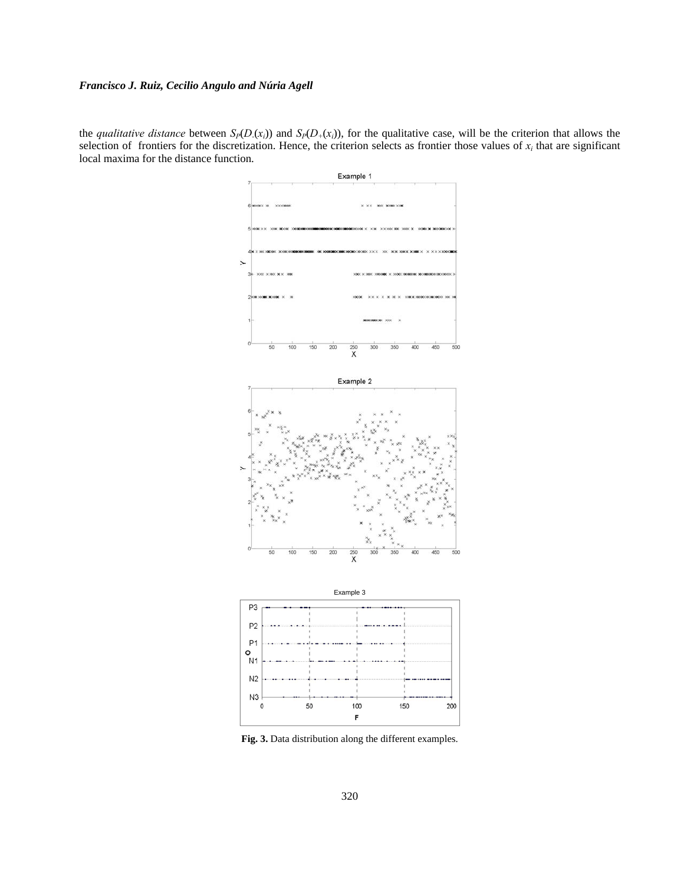the *qualitative distance* between $S_P(D_-(x_i))$ and $S_P(D_+(x_i))$, for the qualitative case, will be the criterion that allows the selection of frontiers for the discretization. Hence, the criterion selects as frontier those values of $x_i$ that are significant local maxima for the distance function.

**Fig. 3.** Data distribution along the different examples.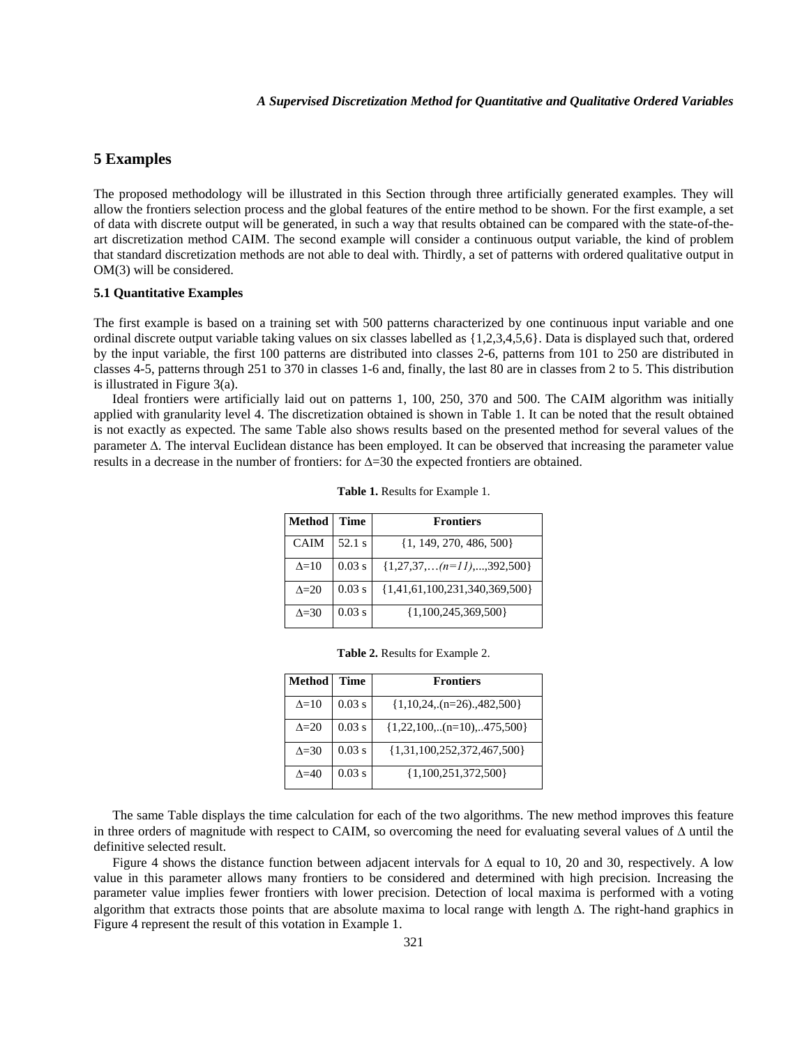## 5 Examples

The proposed methodology will be illustrated in this Section through three artificially generated examples. They will allow the frontiers selection process and the global features of the entire method to be shown. For the first example, a set of data with discrete output will be generated, in such a way that results obtained can be compared with the state-of-the-art discretization method CAIM. The second example will consider a continuous output variable, the kind of problem that standard discretization methods are not able to deal with. Thirdly, a set of patterns with ordered qualitative output in OM(3) will be considered.

### 5.1 Quantitative Examples

The first example is based on a training set with 500 patterns characterized by one continuous input variable and one ordinal discrete output variable taking values on six classes labelled as {1,2,3,4,5,6}. Data is displayed such that, ordered by the input variable, the first 100 patterns are distributed into classes 2-6, patterns from 101 to 250 are distributed in classes 4-5, patterns through 251 to 370 in classes 1-6 and, finally, the last 80 are in classes from 2 to 5. This distribution is illustrated in Figure 3(a).

Ideal frontiers were artificially laid out on patterns 1, 100, 250, 370 and 500. The CAIM algorithm was initially applied with granularity level 4. The discretization obtained is shown in Table 1. It can be noted that the result obtained is not exactly as expected. The same Table also shows results based on the presented method for several values of the parameter Δ. The interval Euclidean distance has been employed. It can be observed that increasing the parameter value results in a decrease in the number of frontiers: for Δ=30 the expected frontiers are obtained.

**Table 1.** Results for Example 1.

| Method | Time | Frontiers |
|---|---|---|
| CAIM | 52.1 s | {1, 149, 270, 486, 500} |
| Δ=10 | 0.03 s | {1,27,37,…*(n=11)*,...,392,500} |
| Δ=20 | 0.03 s | {1,41,61,100,231,340,369,500} |
| Δ=30 | 0.03 s | {1,100,245,369,500} |

**Table 2.** Results for Example 2.

| Method | Time | Frontiers |
|---|---|---|
| Δ=10 | 0.03 s | {1,10,24,.(n=26).,482,500} |
| Δ=20 | 0.03 s | {1,22,100,..(n=10),..475,500} |
| Δ=30 | 0.03 s | {1,31,100,252,372,467,500} |
| Δ=40 | 0.03 s | {1,100,251,372,500} |

The same Table displays the time calculation for each of the two algorithms. The new method improves this feature in three orders of magnitude with respect to CAIM, so overcoming the need for evaluating several values of Δ until the definitive selected result.

Figure 4 shows the distance function between adjacent intervals for Δ equal to 10, 20 and 30, respectively. A low value in this parameter allows many frontiers to be considered and determined with high precision. Increasing the parameter value implies fewer frontiers with lower precision. Detection of local maxima is performed with a voting algorithm that extracts those points that are absolute maxima to local range with length Δ. The right-hand graphics in Figure 4 represent the result of this votation in Example 1.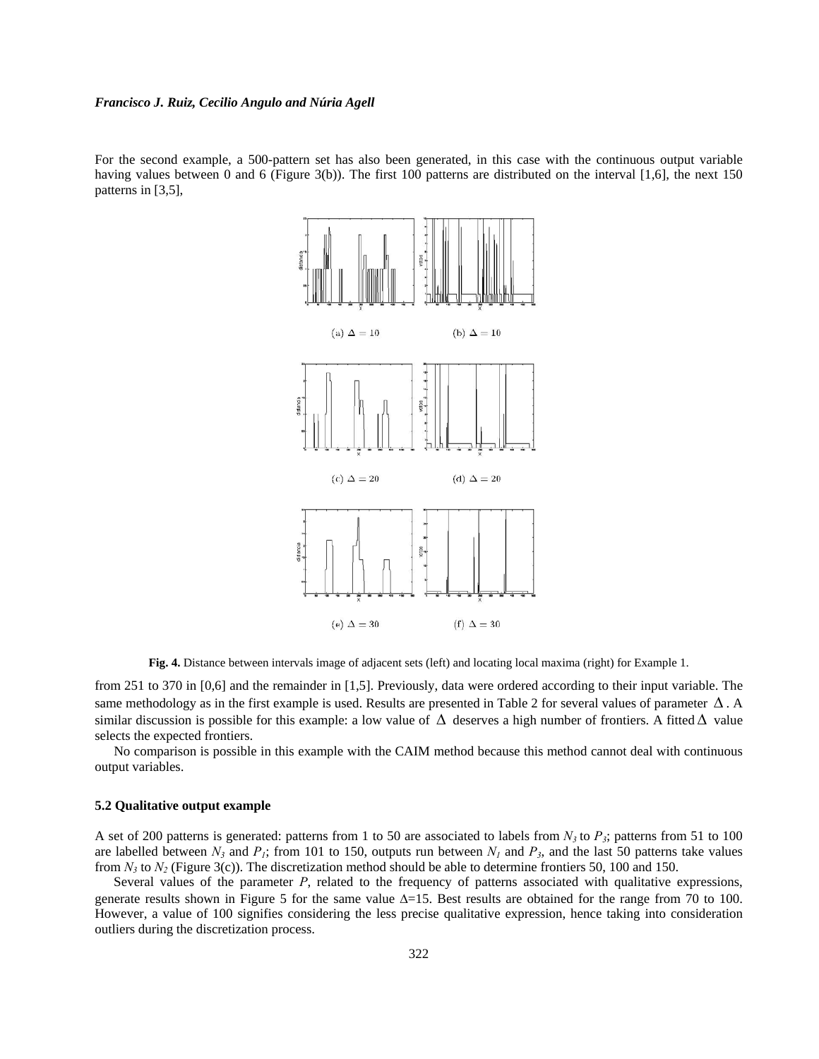For the second example, a 500-pattern set has also been generated, in this case with the continuous output variable having values between 0 and 6 (Figure 3(b)). The first 100 patterns are distributed on the interval [1,6], the next 150 patterns in [3,5], from 251 to 370 in [0,6] and the remainder in [1,5]. Previously, data were ordered according to their input variable. The same methodology as in the first example is used. Results are presented in Table 2 for several values of parameter $\Delta$. A similar discussion is possible for this example: a low value of $\Delta$ deserves a high number of frontiers. A fitted $\Delta$ value selects the expected frontiers.

(a) $\Delta = 10$ (b) $\Delta = 10$

(c) $\Delta = 20$ (d) $\Delta = 20$

(e) $\Delta = 30$ (f) $\Delta = 30$

**Fig. 4.** Distance between intervals image of adjacent sets (left) and locating local maxima (right) for Example 1.

No comparison is possible in this example with the CAIM method because this method cannot deal with continuous output variables.

### 5.2 Qualitative output example

A set of 200 patterns is generated: patterns from 1 to 50 are associated to labels from $N_3$ to $P_3$; patterns from 51 to 100 are labelled between $N_3$ and $P_1$; from 101 to 150, outputs run between $N_1$ and $P_3$, and the last 50 patterns take values from $N_3$ to $N_2$ (Figure 3(c)). The discretization method should be able to determine frontiers 50, 100 and 150.

Several values of the parameter $P$, related to the frequency of patterns associated with qualitative expressions, generate results shown in Figure 5 for the same value $\Delta$=15. Best results are obtained for the range from 70 to 100. However, a value of 100 signifies considering the less precise qualitative expression, hence taking into consideration outliers during the discretization process.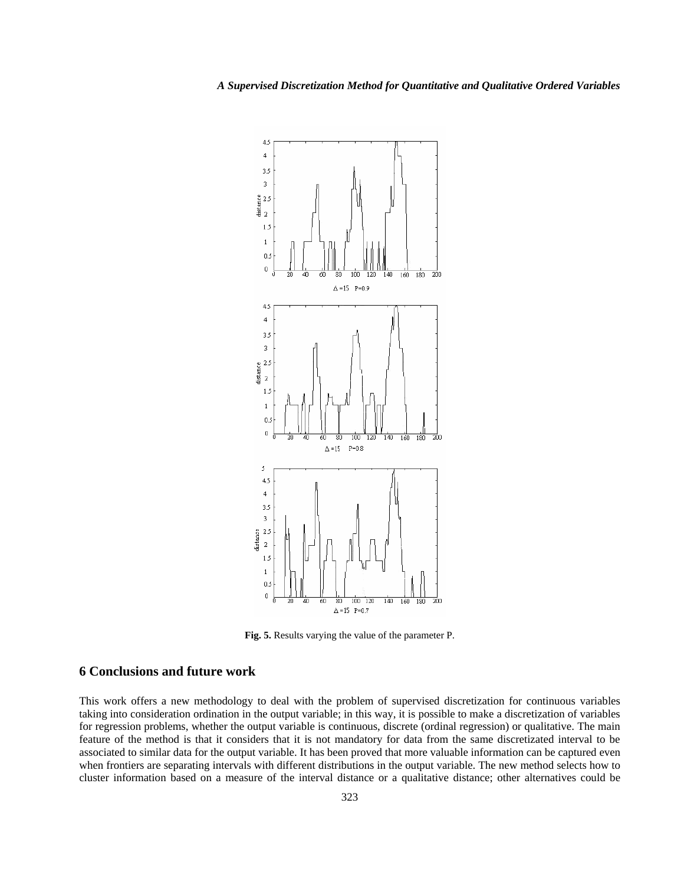Fig. 5. Results varying the value of the parameter P.

## 6 Conclusions and future work

This work offers a new methodology to deal with the problem of supervised discretization for continuous variables taking into consideration ordination in the output variable; in this way, it is possible to make a discretization of variables for regression problems, whether the output variable is continuous, discrete (ordinal regression) or qualitative. The main feature of the method is that it considers that it is not mandatory for data from the same discretizated interval to be associated to similar data for the output variable. It has been proved that more valuable information can be captured even when frontiers are separating intervals with different distributions in the output variable. The new method selects how to cluster information based on a measure of the interval distance or a qualitative distance; other alternatives could be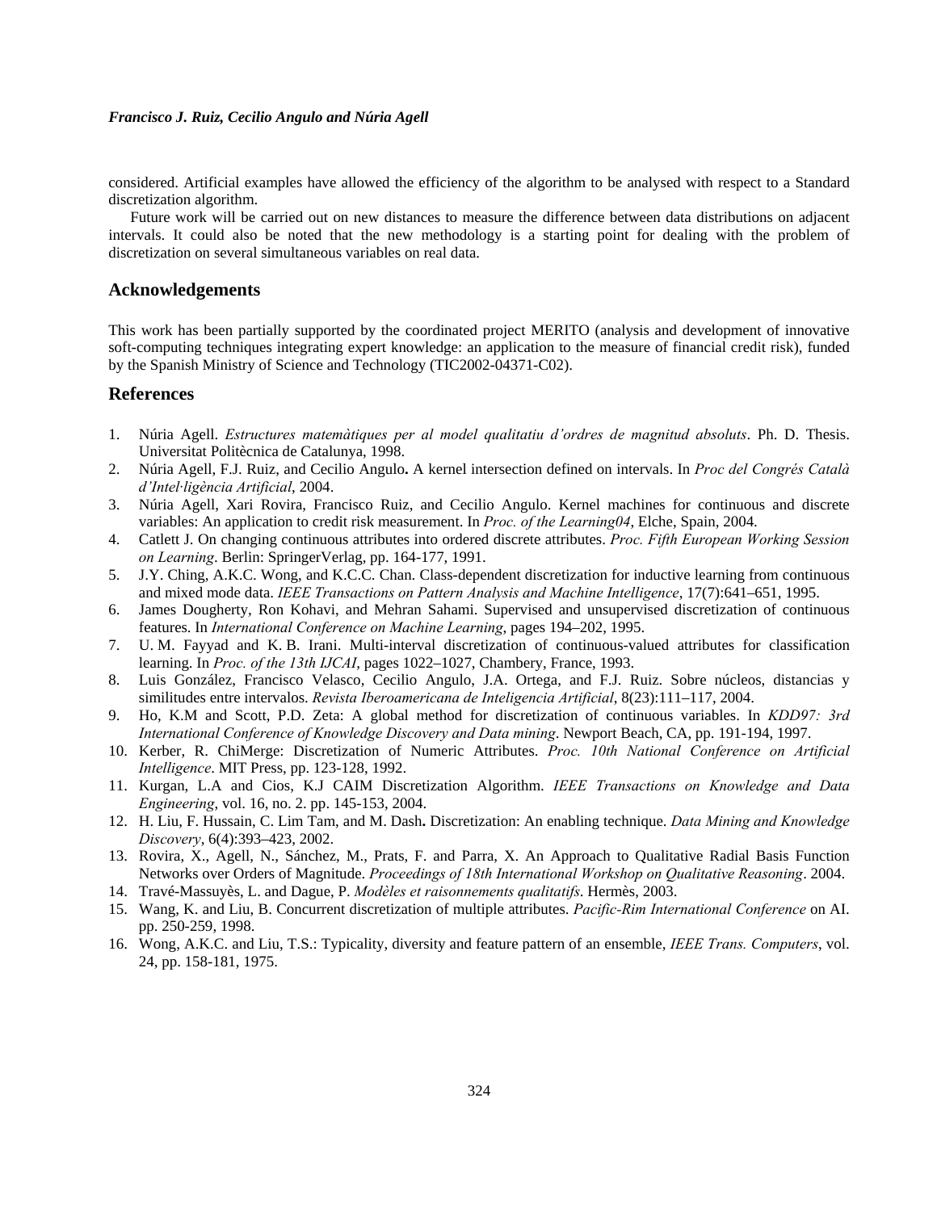considered. Artificial examples have allowed the efficiency of the algorithm to be analysed with respect to a Standard discretization algorithm.

Future work will be carried out on new distances to measure the difference between data distributions on adjacent intervals. It could also be noted that the new methodology is a starting point for dealing with the problem of discretization on several simultaneous variables on real data.

## Acknowledgements

This work has been partially supported by the coordinated project MERITO (analysis and development of innovative soft-computing techniques integrating expert knowledge: an application to the measure of financial credit risk), funded by the Spanish Ministry of Science and Technology (TIC2002-04371-C02).

## References

1. Núria Agell. *Estructures matemàtiques per al model qualitatiu d'ordres de magnitud absoluts*. Ph. D. Thesis. Universitat Politècnica de Catalunya, 1998.
2. Núria Agell, F.J. Ruiz, and Cecilio Angulo**.** A kernel intersection defined on intervals. In *Proc del Congrés Català d'Intel·ligència Artificial*, 2004.
3. Núria Agell, Xari Rovira, Francisco Ruiz, and Cecilio Angulo. Kernel machines for continuous and discrete variables: An application to credit risk measurement. In *Proc. of the Learning04*, Elche, Spain, 2004.
4. Catlett J. On changing continuous attributes into ordered discrete attributes. *Proc. Fifth European Working Session on Learning*. Berlin: SpringerVerlag, pp. 164-177, 1991.
5. J.Y. Ching, A.K.C. Wong, and K.C.C. Chan. Class-dependent discretization for inductive learning from continuous and mixed mode data. *IEEE Transactions on Pattern Analysis and Machine Intelligence*, 17(7):641–651, 1995.
6. James Dougherty, Ron Kohavi, and Mehran Sahami. Supervised and unsupervised discretization of continuous features. In *International Conference on Machine Learning*, pages 194–202, 1995.
7. U. M. Fayyad and K. B. Irani. Multi-interval discretization of continuous-valued attributes for classification learning. In *Proc. of the 13th IJCAI*, pages 1022–1027, Chambery, France, 1993.
8. Luis González, Francisco Velasco, Cecilio Angulo, J.A. Ortega, and F.J. Ruiz. Sobre núcleos, distancias y similitudes entre intervalos. *Revista Iberoamericana de Inteligencia Artificial*, 8(23):111–117, 2004.
9. Ho, K.M and Scott, P.D. Zeta: A global method for discretization of continuous variables. In *KDD97: 3rd International Conference of Knowledge Discovery and Data mining*. Newport Beach, CA, pp. 191-194, 1997.
10. Kerber, R. ChiMerge: Discretization of Numeric Attributes. *Proc. 10th National Conference on Artificial Intelligence*. MIT Press, pp. 123-128, 1992.
11. Kurgan, L.A and Cios, K.J CAIM Discretization Algorithm. *IEEE Transactions on Knowledge and Data Engineering*, vol. 16, no. 2. pp. 145-153, 2004.
12. H. Liu, F. Hussain, C. Lim Tam, and M. Dash**.** Discretization: An enabling technique. *Data Mining and Knowledge Discovery*, 6(4):393–423, 2002.
13. Rovira, X., Agell, N., Sánchez, M., Prats, F. and Parra, X. An Approach to Qualitative Radial Basis Function Networks over Orders of Magnitude. *Proceedings of 18th International Workshop on Qualitative Reasoning*. 2004.
14. Travé-Massuyès, L. and Dague, P. *Modèles et raisonnements qualitatifs*. Hermès, 2003.
15. Wang, K. and Liu, B. Concurrent discretization of multiple attributes. *Pacific-Rim International Conference* on AI. pp. 250-259, 1998.
16. Wong, A.K.C. and Liu, T.S.: Typicality, diversity and feature pattern of an ensemble, *IEEE Trans. Computers*, vol. 24, pp. 158-181, 1975.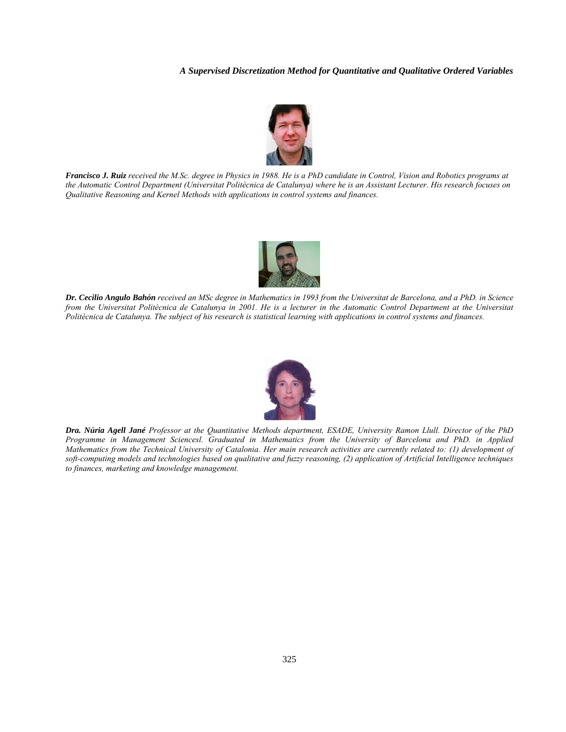***Francisco J. Ruiz*** *received the M.Sc. degree in Physics in 1988. He is a PhD candidate in Control, Vision and Robotics programs at the Automatic Control Department (Universitat Politècnica de Catalunya) where he is an Assistant Lecturer. His research focuses on Qualitative Reasoning and Kernel Methods with applications in control systems and finances.*

***Dr. Cecilio Angulo Bahón*** *received an MSc degree in Mathematics in 1993 from the Universitat de Barcelona, and a PhD. in Science from the Universitat Politècnica de Catalunya in 2001. He is a lecturer in the Automatic Control Department at the Universitat Politècnica de Catalunya. The subject of his research is statistical learning with applications in control systems and finances.*

***Dra. Núria Agell Jané*** *Professor at the Quantitative Methods department, ESADE, University Ramon Llull. Director of the PhD Programme in Management Sciencesl. Graduated in Mathematics from the University of Barcelona and PhD. in Applied Mathematics from the Technical University of Catalonia. Her main research activities are currently related to: (1) development of soft-computing models and technologies based on qualitative and fuzzy reasoning, (2) application of Artificial Intelligence techniques to finances, marketing and knowledge management.*